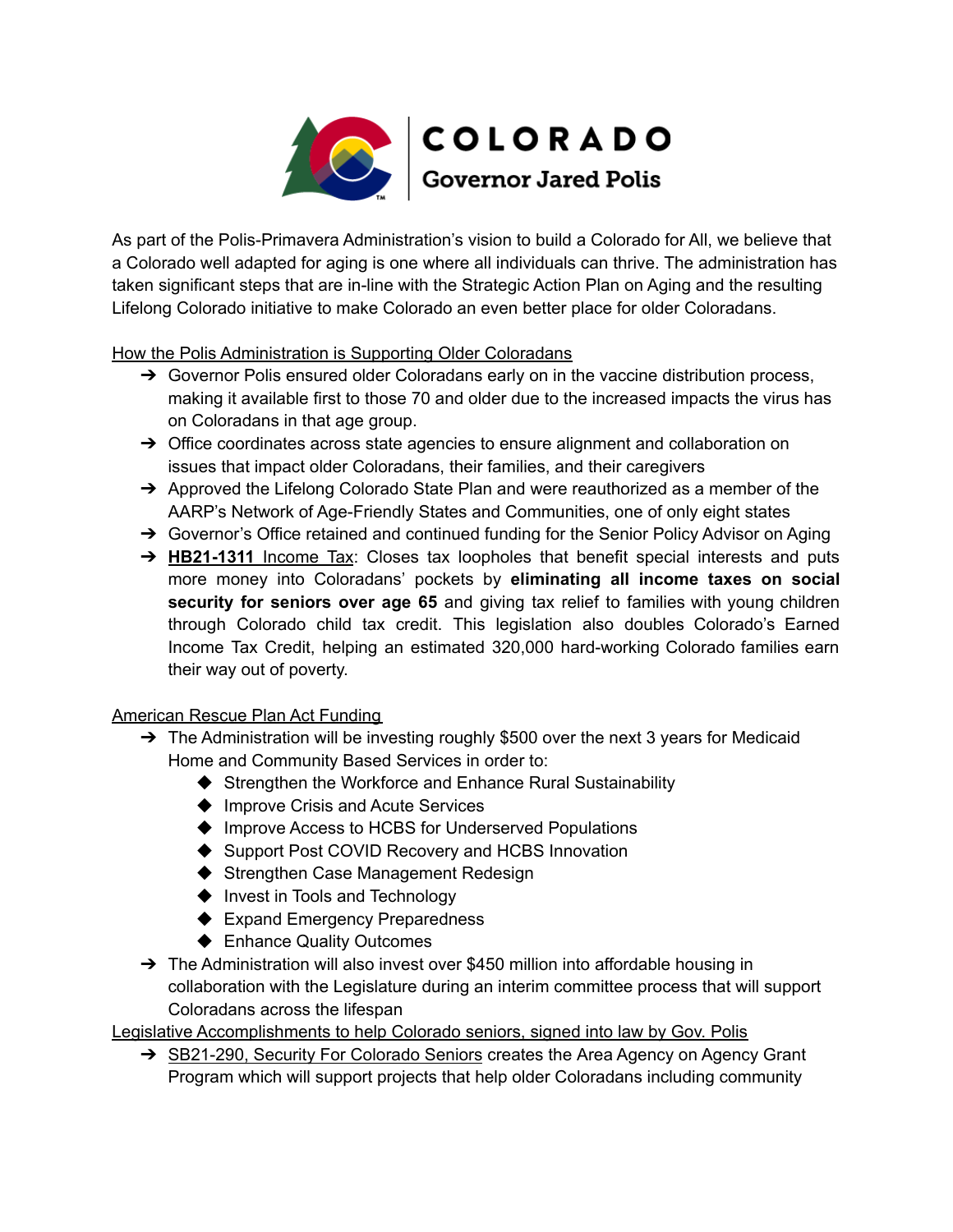COLORADO

Governor Jared Polis

As part of the Polis-Primavera Administration's vision to build a Colorado for All, we believe that a Colorado well adapted for aging is one where all individuals can thrive. The administration has taken significant steps that are in-line with the Strategic Action Plan on Aging and the resulting Lifelong Colorado initiative to make Colorado an even better place for older Coloradans.

How the Polis Administration is Supporting Older Coloradans

- Governor Polis ensured older Coloradans early on in the vaccine distribution process, making it available first to those 70 and older due to the increased impacts the virus has on Coloradans in that age group.
- Office coordinates across state agencies to ensure alignment and collaboration on issues that impact older Coloradans, their families, and their caregivers
- Approved the Lifelong Colorado State Plan and were reauthorized as a member of the AARP's Network of Age-Friendly States and Communities, one of only eight states
- Governor's Office retained and continued funding for the Senior Policy Advisor on Aging
- **HB21-1311** Income Tax: Closes tax loopholes that benefit special interests and puts more money into Coloradans' pockets by **eliminating all income taxes on social security for seniors over age 65** and giving tax relief to families with young children through Colorado child tax credit. This legislation also doubles Colorado's Earned Income Tax Credit, helping an estimated 320,000 hard-working Colorado families earn their way out of poverty.

American Rescue Plan Act Funding

- The Administration will be investing roughly $500 over the next 3 years for Medicaid Home and Community Based Services in order to:
  - Strengthen the Workforce and Enhance Rural Sustainability
  - Improve Crisis and Acute Services
  - Improve Access to HCBS for Underserved Populations
  - Support Post COVID Recovery and HCBS Innovation
  - Strengthen Case Management Redesign
  - Invest in Tools and Technology
  - Expand Emergency Preparedness
  - Enhance Quality Outcomes
- The Administration will also invest over $450 million into affordable housing in collaboration with the Legislature during an interim committee process that will support Coloradans across the lifespan

Legislative Accomplishments to help Colorado seniors, signed into law by Gov. Polis

- SB21-290, Security For Colorado Seniors creates the Area Agency on Agency Grant Program which will support projects that help older Coloradans including community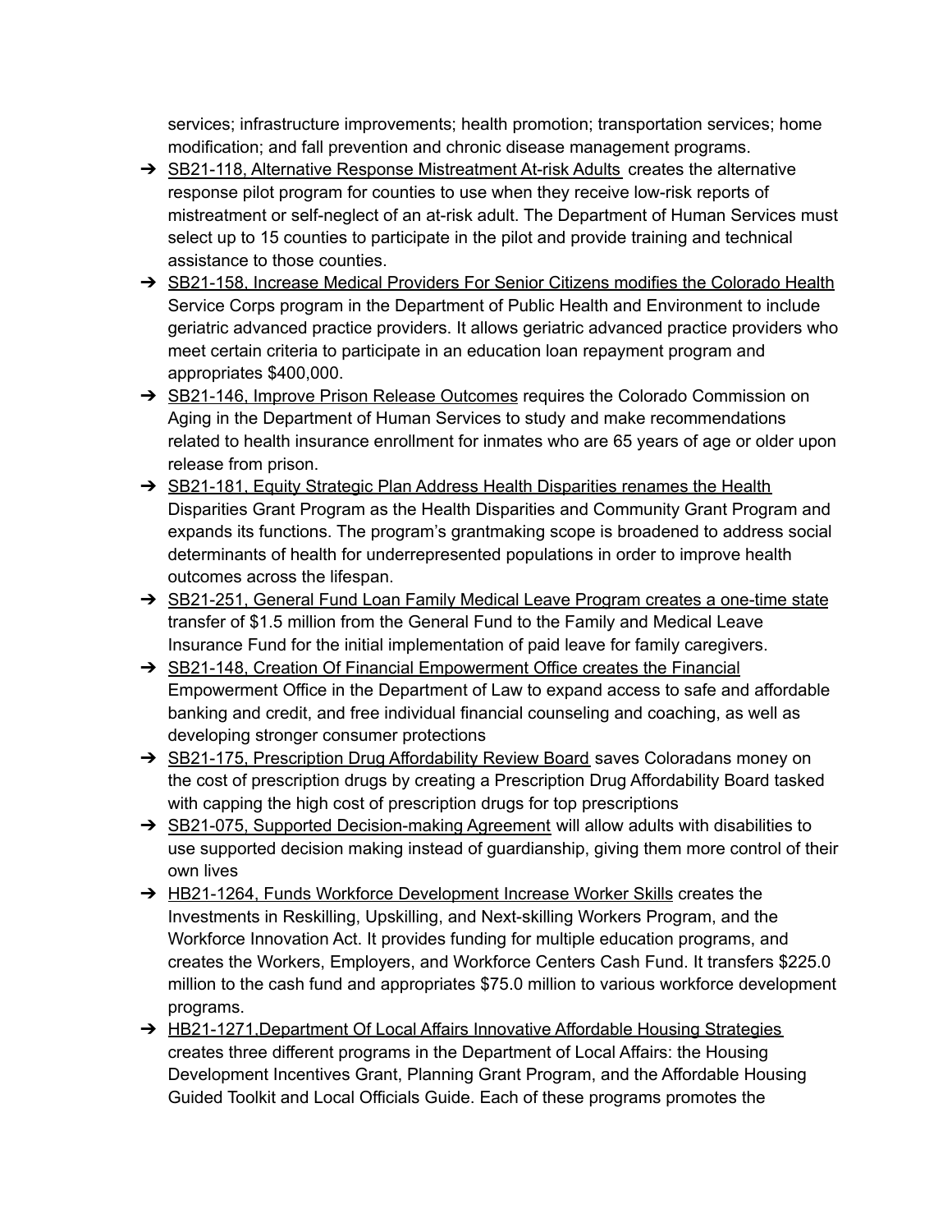services; infrastructure improvements; health promotion; transportation services; home modification; and fall prevention and chronic disease management programs.

- SB21-118, Alternative Response Mistreatment At-risk Adults creates the alternative response pilot program for counties to use when they receive low-risk reports of mistreatment or self-neglect of an at-risk adult. The Department of Human Services must select up to 15 counties to participate in the pilot and provide training and technical assistance to those counties.
- SB21-158, Increase Medical Providers For Senior Citizens modifies the Colorado Health Service Corps program in the Department of Public Health and Environment to include geriatric advanced practice providers. It allows geriatric advanced practice providers who meet certain criteria to participate in an education loan repayment program and appropriates $400,000.
- SB21-146, Improve Prison Release Outcomes requires the Colorado Commission on Aging in the Department of Human Services to study and make recommendations related to health insurance enrollment for inmates who are 65 years of age or older upon release from prison.
- SB21-181, Equity Strategic Plan Address Health Disparities renames the Health Disparities Grant Program as the Health Disparities and Community Grant Program and expands its functions. The program's grantmaking scope is broadened to address social determinants of health for underrepresented populations in order to improve health outcomes across the lifespan.
- SB21-251, General Fund Loan Family Medical Leave Program creates a one-time state transfer of $1.5 million from the General Fund to the Family and Medical Leave Insurance Fund for the initial implementation of paid leave for family caregivers.
- SB21-148, Creation Of Financial Empowerment Office creates the Financial Empowerment Office in the Department of Law to expand access to safe and affordable banking and credit, and free individual financial counseling and coaching, as well as developing stronger consumer protections
- SB21-175, Prescription Drug Affordability Review Board saves Coloradans money on the cost of prescription drugs by creating a Prescription Drug Affordability Board tasked with capping the high cost of prescription drugs for top prescriptions
- SB21-075, Supported Decision-making Agreement will allow adults with disabilities to use supported decision making instead of guardianship, giving them more control of their own lives
- HB21-1264, Funds Workforce Development Increase Worker Skills creates the Investments in Reskilling, Upskilling, and Next-skilling Workers Program, and the Workforce Innovation Act. It provides funding for multiple education programs, and creates the Workers, Employers, and Workforce Centers Cash Fund. It transfers $225.0 million to the cash fund and appropriates $75.0 million to various workforce development programs.
- HB21-1271,Department Of Local Affairs Innovative Affordable Housing Strategies creates three different programs in the Department of Local Affairs: the Housing Development Incentives Grant, Planning Grant Program, and the Affordable Housing Guided Toolkit and Local Officials Guide. Each of these programs promotes the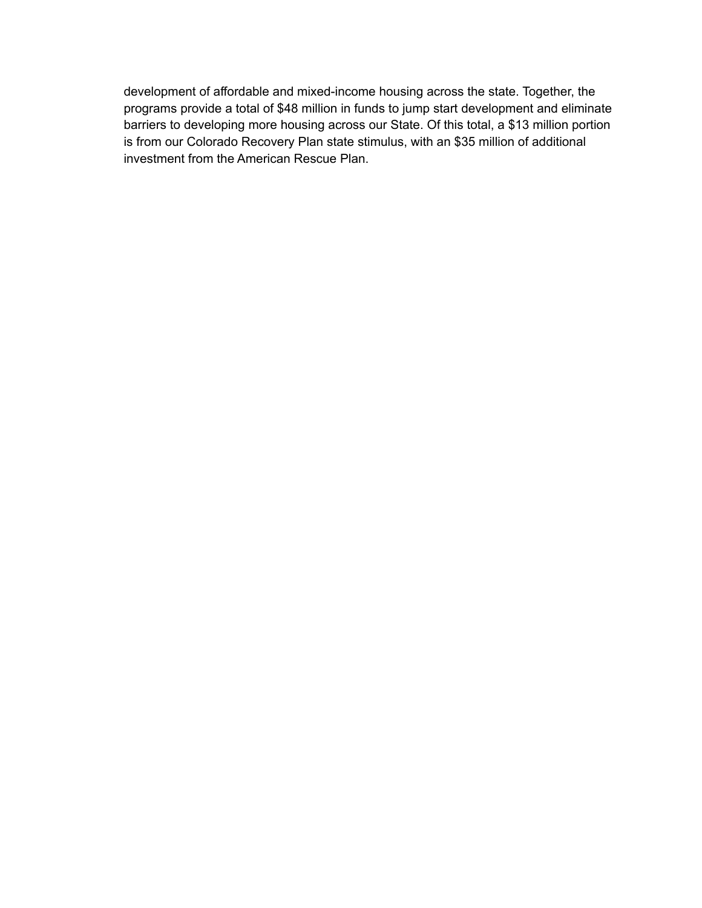development of affordable and mixed-income housing across the state. Together, the programs provide a total of $48 million in funds to jump start development and eliminate barriers to developing more housing across our State. Of this total, a $13 million portion is from our Colorado Recovery Plan state stimulus, with an $35 million of additional investment from the American Rescue Plan.